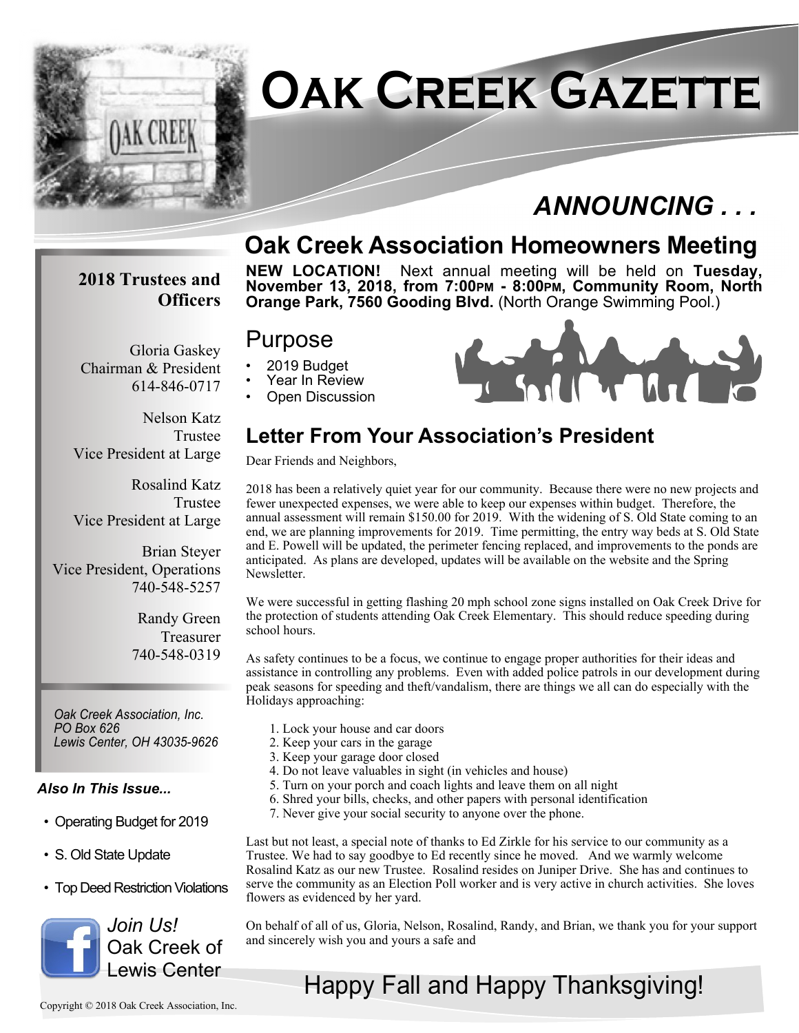# Oak Creek Gazette

## *ANNOUNCING . . .*

## Oak Creek Association Homeowners Meeting

**NEW LOCATION!** Next annual meeting will be held on **Tuesday, November 13, 2018, from 7:00PM - 8:00PM, Community Room, North Orange Park, 7560 Gooding Blvd.** (North Orange Swimming Pool.)

### Purpose

- 2019 Budget
- Year In Review
- Open Discussion

### Letter From Your Association's President

Dear Friends and Neighbors,

2018 has been a relatively quiet year for our community. Because there were no new projects and fewer unexpected expenses, we were able to keep our expenses within budget. Therefore, the annual assessment will remain $150.00 for 2019. With the widening of S. Old State coming to an end, we are planning improvements for 2019. Time permitting, the entry way beds at S. Old State and E. Powell will be updated, the perimeter fencing replaced, and improvements to the ponds are anticipated. As plans are developed, updates will be available on the website and the Spring Newsletter.

We were successful in getting flashing 20 mph school zone signs installed on Oak Creek Drive for the protection of students attending Oak Creek Elementary. This should reduce speeding during school hours.

As safety continues to be a focus, we continue to engage proper authorities for their ideas and assistance in controlling any problems. Even with added police patrols in our development during peak seasons for speeding and theft/vandalism, there are things we all can do especially with the Holidays approaching:

1. Lock your house and car doors
2. Keep your cars in the garage
3. Keep your garage door closed
4. Do not leave valuables in sight (in vehicles and house)
5. Turn on your porch and coach lights and leave them on all night
6. Shred your bills, checks, and other papers with personal identification
7. Never give your social security to anyone over the phone.

Last but not least, a special note of thanks to Ed Zirkle for his service to our community as a Trustee. We had to say goodbye to Ed recently since he moved. And we warmly welcome Rosalind Katz as our new Trustee. Rosalind resides on Juniper Drive. She has and continues to serve the community as an Election Poll worker and is very active in church activities. She loves flowers as evidenced by her yard.

On behalf of all of us, Gloria, Nelson, Rosalind, Randy, and Brian, we thank you for your support and sincerely wish you and yours a safe and

## Happy Fall and Happy Thanksgiving!

---

### 2018 Trustees and Officers

Gloria Gaskey
Chairman & President
614-846-0717

Nelson Katz
Trustee
Vice President at Large

Rosalind Katz
Trustee
Vice President at Large

Brian Steyer
Vice President, Operations
740-548-5257

Randy Green
Treasurer
740-548-0319

*Oak Creek Association, Inc.*
*PO Box 626*
*Lewis Center, OH 43035-9626*

***Also In This Issue...***

- Operating Budget for 2019
- S. Old State Update
- Top Deed Restriction Violations

*Join Us!*
Oak Creek of Lewis Center

Copyright © 2018 Oak Creek Association, Inc.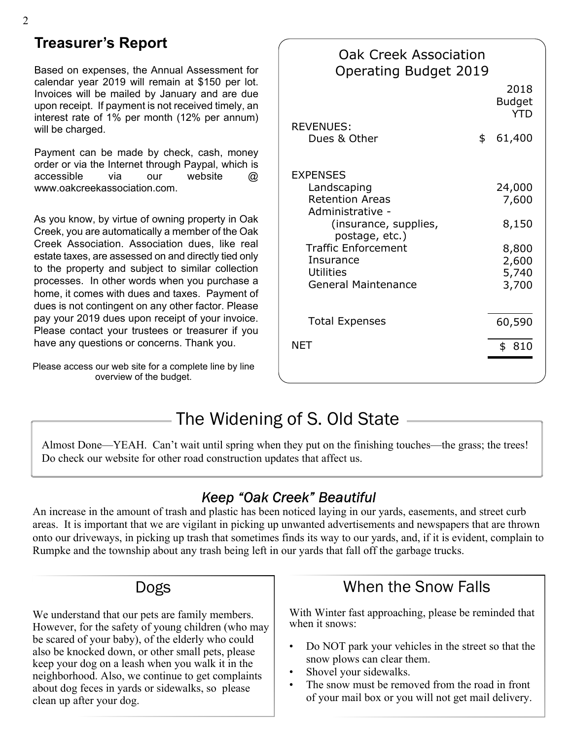## Treasurer's Report

Based on expenses, the Annual Assessment for calendar year 2019 will remain at $150 per lot. Invoices will be mailed by January and are due upon receipt. If payment is not received timely, an interest rate of 1% per month (12% per annum) will be charged.

Payment can be made by check, cash, money order or via the Internet through Paypal, which is accessible via our website @ www.oakcreekassociation.com.

As you know, by virtue of owning property in Oak Creek, you are automatically a member of the Oak Creek Association. Association dues, like real estate taxes, are assessed on and directly tied only to the property and subject to similar collection processes. In other words when you purchase a home, it comes with dues and taxes. Payment of dues is not contingent on any other factor. Please pay your 2019 dues upon receipt of your invoice. Please contact your trustees or treasurer if you have any questions or concerns. Thank you.

Please access our web site for a complete line by line overview of the budget.

### Oak Creek Association Operating Budget 2019

| | 2018 Budget YTD |
|---|---|
| **REVENUES:** | |
| Dues & Other | $ 61,400 |
| **EXPENSES** | |
| Landscaping | 24,000 |
| Retention Areas | 7,600 |
| Administrative - (insurance, supplies, postage, etc.) | 8,150 |
| Traffic Enforcement | 8,800 |
| Insurance | 2,600 |
| Utilities | 5,740 |
| General Maintenance | 3,700 |
| Total Expenses | 60,590 |
| NET | $ 810 |

## The Widening of S. Old State

Almost Done—YEAH. Can't wait until spring when they put on the finishing touches—the grass; the trees! Do check our website for other road construction updates that affect us.

## *Keep "Oak Creek" Beautiful*

An increase in the amount of trash and plastic has been noticed laying in our yards, easements, and street curb areas. It is important that we are vigilant in picking up unwanted advertisements and newspapers that are thrown onto our driveways, in picking up trash that sometimes finds its way to our yards, and, if it is evident, complain to Rumpke and the township about any trash being left in our yards that fall off the garbage trucks.

## Dogs

We understand that our pets are family members. However, for the safety of young children (who may be scared of your baby), of the elderly who could also be knocked down, or other small pets, please keep your dog on a leash when you walk it in the neighborhood. Also, we continue to get complaints about dog feces in yards or sidewalks, so please clean up after your dog.

## When the Snow Falls

With Winter fast approaching, please be reminded that when it snows:

- Do NOT park your vehicles in the street so that the snow plows can clear them.
- Shovel your sidewalks.
- The snow must be removed from the road in front of your mail box or you will not get mail delivery.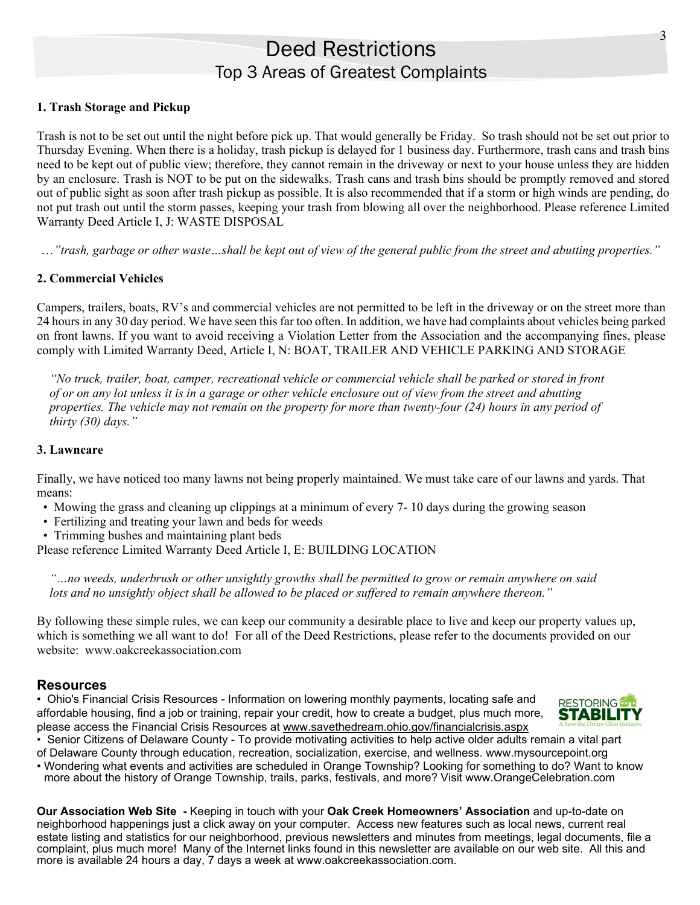# Deed Restrictions

## Top 3 Areas of Greatest Complaints

**1. Trash Storage and Pickup**

Trash is not to be set out until the night before pick up. That would generally be Friday. So trash should not be set out prior to Thursday Evening. When there is a holiday, trash pickup is delayed for 1 business day. Furthermore, trash cans and trash bins need to be kept out of public view; therefore, they cannot remain in the driveway or next to your house unless they are hidden by an enclosure. Trash is NOT to be put on the sidewalks. Trash cans and trash bins should be promptly removed and stored out of public sight as soon after trash pickup as possible. It is also recommended that if a storm or high winds are pending, do not put trash out until the storm passes, keeping your trash from blowing all over the neighborhood. Please reference Limited Warranty Deed Article I, J: WASTE DISPOSAL

*…"trash, garbage or other waste…shall be kept out of view of the general public from the street and abutting properties."*

**2. Commercial Vehicles**

Campers, trailers, boats, RV's and commercial vehicles are not permitted to be left in the driveway or on the street more than 24 hours in any 30 day period. We have seen this far too often. In addition, we have had complaints about vehicles being parked on front lawns. If you want to avoid receiving a Violation Letter from the Association and the accompanying fines, please comply with Limited Warranty Deed, Article I, N: BOAT, TRAILER AND VEHICLE PARKING AND STORAGE

*"No truck, trailer, boat, camper, recreational vehicle or commercial vehicle shall be parked or stored in front of or on any lot unless it is in a garage or other vehicle enclosure out of view from the street and abutting properties. The vehicle may not remain on the property for more than twenty-four (24) hours in any period of thirty (30) days."*

**3. Lawncare**

Finally, we have noticed too many lawns not being properly maintained. We must take care of our lawns and yards. That means:

- Mowing the grass and cleaning up clippings at a minimum of every 7- 10 days during the growing season
- Fertilizing and treating your lawn and beds for weeds
- Trimming bushes and maintaining plant beds

Please reference Limited Warranty Deed Article I, E: BUILDING LOCATION

*"…no weeds, underbrush or other unsightly growths shall be permitted to grow or remain anywhere on said lots and no unsightly object shall be allowed to be placed or suffered to remain anywhere thereon."*

By following these simple rules, we can keep our community a desirable place to live and keep our property values up, which is something we all want to do! For all of the Deed Restrictions, please refer to the documents provided on our website: www.oakcreekassociation.com

## Resources

- Ohio's Financial Crisis Resources - Information on lowering monthly payments, locating safe and affordable housing, find a job or training, repair your credit, how to create a budget, plus much more, please access the Financial Crisis Resources at www.savethedream.ohio.gov/financialcrisis.aspx
- Senior Citizens of Delaware County - To provide motivating activities to help active older adults remain a vital part of Delaware County through education, recreation, socialization, exercise, and wellness. www.mysourcepoint.org
- Wondering what events and activities are scheduled in Orange Township? Looking for something to do? Want to know more about the history of Orange Township, trails, parks, festivals, and more? Visit www.OrangeCelebration.com

**Our Association Web Site -** Keeping in touch with your **Oak Creek Homeowners' Association** and up-to-date on neighborhood happenings just a click away on your computer. Access new features such as local news, current real estate listing and statistics for our neighborhood, previous newsletters and minutes from meetings, legal documents, file a complaint, plus much more! Many of the Internet links found in this newsletter are available on our web site. All this and more is available 24 hours a day, 7 days a week at www.oakcreekassociation.com.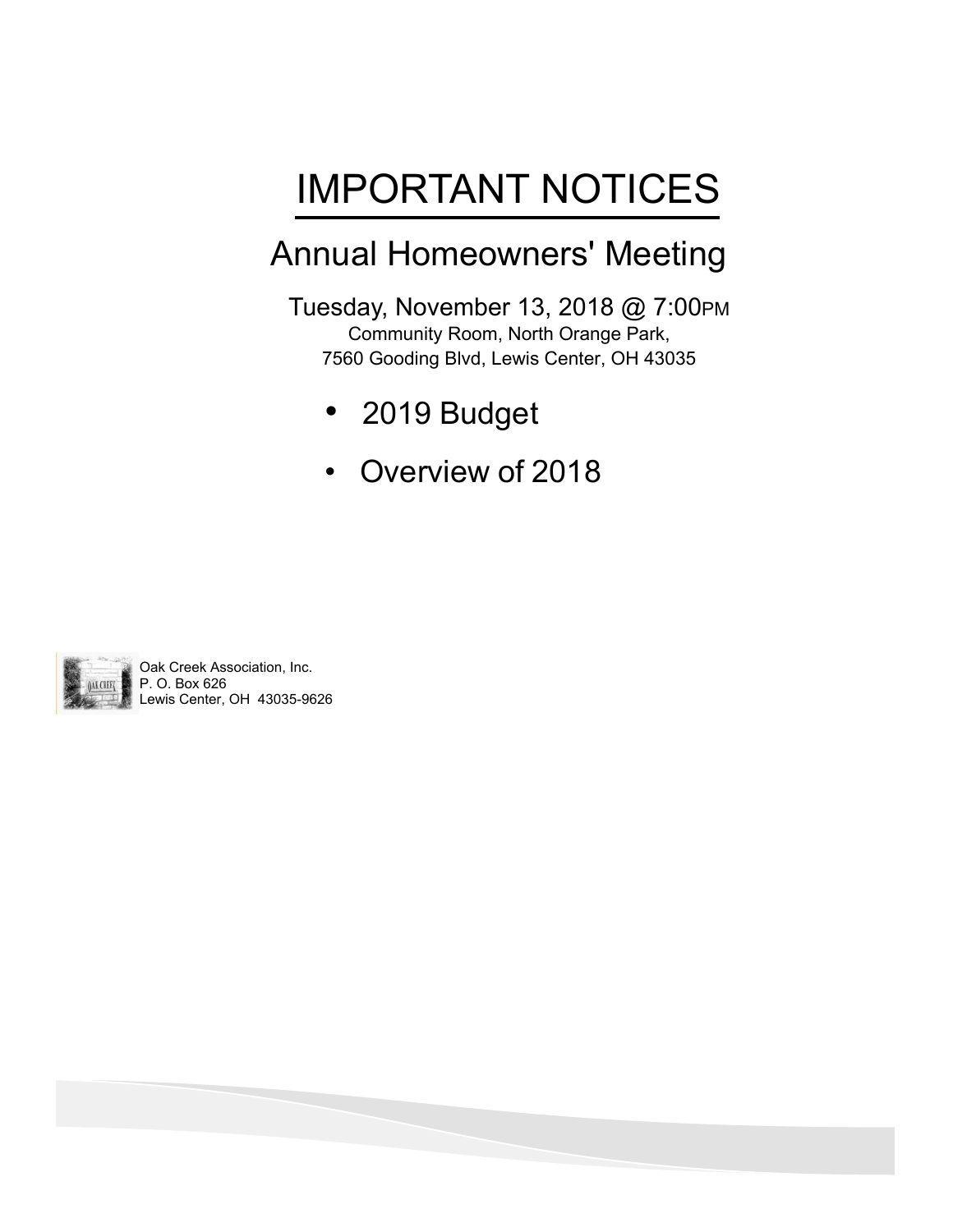# IMPORTANT NOTICES

## Annual Homeowners' Meeting

Tuesday, November 13, 2018 @ 7:00PM
Community Room, North Orange Park,
7560 Gooding Blvd, Lewis Center, OH 43035

- 2019 Budget
- Overview of 2018

Oak Creek Association, Inc.
P. O. Box 626
Lewis Center, OH 43035-9626